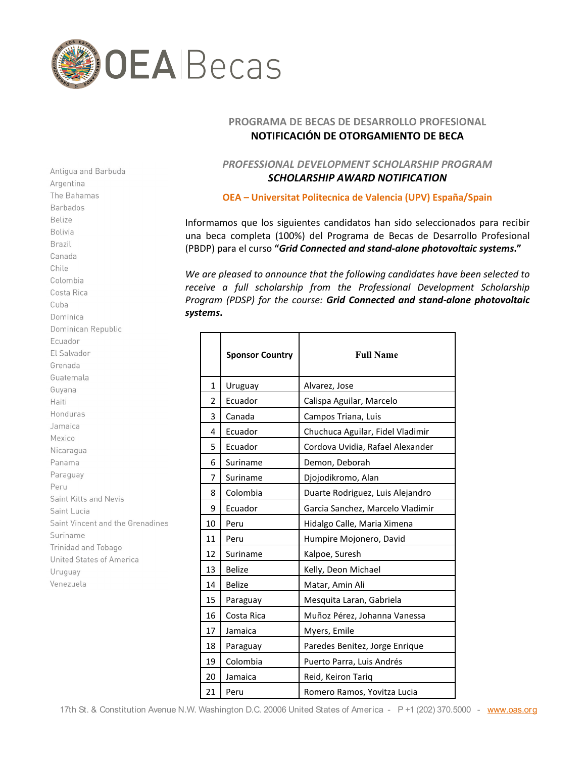OEA | Becas

## PROGRAMA DE BECAS DE DESARROLLO PROFESIONAL
## NOTIFICACIÓN DE OTORGAMIENTO DE BECA

## *PROFESSIONAL DEVELOPMENT SCHOLARSHIP PROGRAM*
## *SCHOLARSHIP AWARD NOTIFICATION*

**OEA – Universitat Politecnica de Valencia (UPV) España/Spain**

Antigua and Barbuda
Argentina
The Bahamas
Barbados
Belize
Bolivia
Brazil
Canada
Chile
Colombia
Costa Rica
Cuba
Dominica
Dominican Republic
Ecuador
El Salvador
Grenada
Guatemala
Guyana
Haiti
Honduras
Jamaica
Mexico
Nicaragua
Panama
Paraguay
Peru
Saint Kitts and Nevis
Saint Lucia
Saint Vincent and the Grenadines
Suriname
Trinidad and Tobago
United States of America
Uruguay
Venezuela

Informamos que los siguientes candidatos han sido seleccionados para recibir una beca completa (100%) del Programa de Becas de Desarrollo Profesional (PBDP) para el curso **"*Grid Connected and stand-alone photovoltaic systems*."**

*We are pleased to announce that the following candidates have been selected to receive a full scholarship from the Professional Development Scholarship Program (PDSP) for the course:* ***Grid Connected and stand-alone photovoltaic systems*.**

| | Sponsor Country | Full Name |
|---|---|---|
| 1 | Uruguay | Alvarez, Jose |
| 2 | Ecuador | Calispa Aguilar, Marcelo |
| 3 | Canada | Campos Triana, Luis |
| 4 | Ecuador | Chuchuca Aguilar, Fidel Vladimir |
| 5 | Ecuador | Cordova Uvidia, Rafael Alexander |
| 6 | Suriname | Demon, Deborah |
| 7 | Suriname | Djojodikromo, Alan |
| 8 | Colombia | Duarte Rodriguez, Luis Alejandro |
| 9 | Ecuador | Garcia Sanchez, Marcelo Vladimir |
| 10 | Peru | Hidalgo Calle, Maria Ximena |
| 11 | Peru | Humpire Mojonero, David |
| 12 | Suriname | Kalpoe, Suresh |
| 13 | Belize | Kelly, Deon Michael |
| 14 | Belize | Matar, Amin Ali |
| 15 | Paraguay | Mesquita Laran, Gabriela |
| 16 | Costa Rica | Muñoz Pérez, Johanna Vanessa |
| 17 | Jamaica | Myers, Emile |
| 18 | Paraguay | Paredes Benitez, Jorge Enrique |
| 19 | Colombia | Puerto Parra, Luis Andrés |
| 20 | Jamaica | Reid, Keiron Tariq |
| 21 | Peru | Romero Ramos, Yovitza Lucia |

17th St. & Constitution Avenue N.W. Washington D.C. 20006 United States of America - P +1 (202) 370.5000 - www.oas.org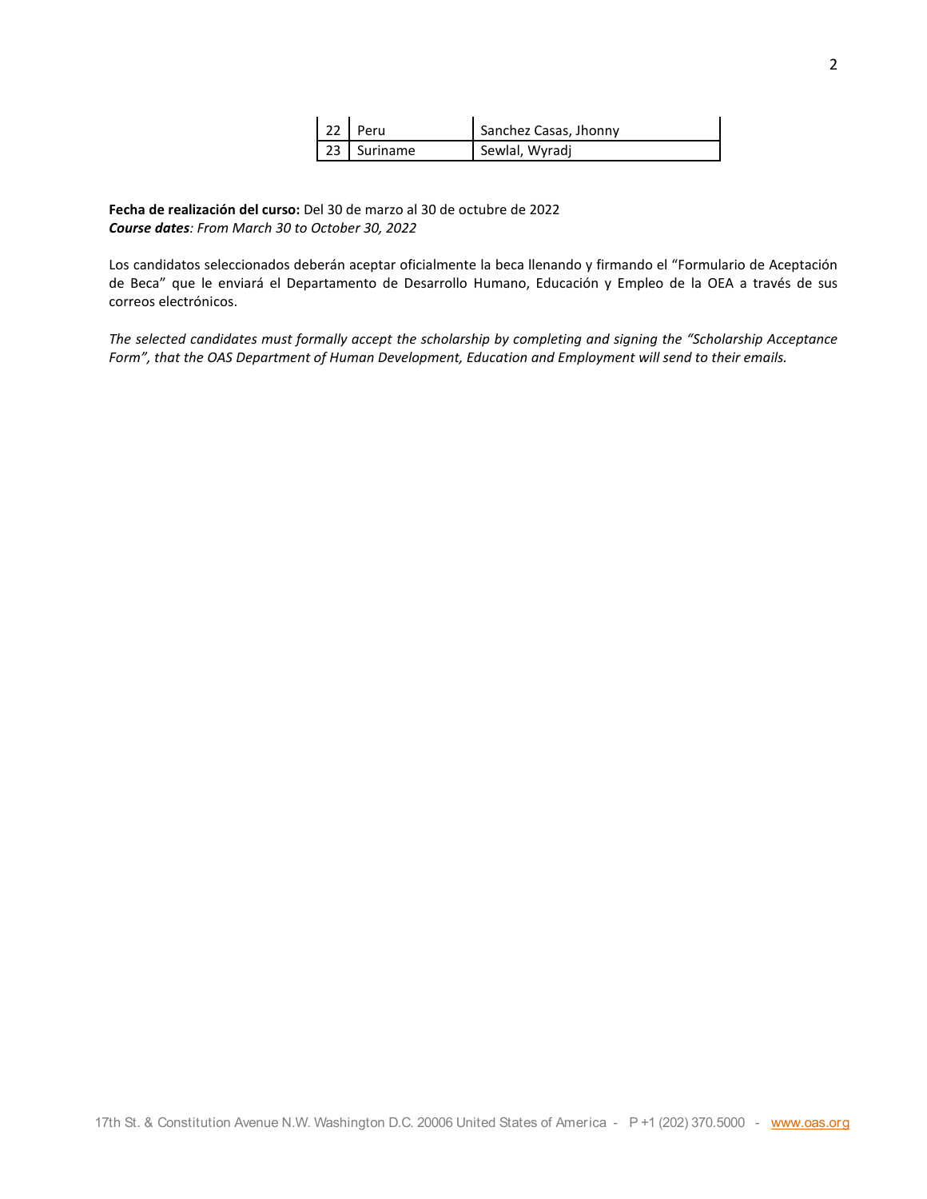| | | |
|---|---|---|
| 22 | Peru | Sanchez Casas, Jhonny |
| 23 | Suriname | Sewlal, Wyradj |

**Fecha de realización del curso:** Del 30 de marzo al 30 de octubre de 2022
***Course dates**: From March 30 to October 30, 2022*

Los candidatos seleccionados deberán aceptar oficialmente la beca llenando y firmando el "Formulario de Aceptación de Beca" que le enviará el Departamento de Desarrollo Humano, Educación y Empleo de la OEA a través de sus correos electrónicos.

*The selected candidates must formally accept the scholarship by completing and signing the "Scholarship Acceptance Form", that the OAS Department of Human Development, Education and Employment will send to their emails.*